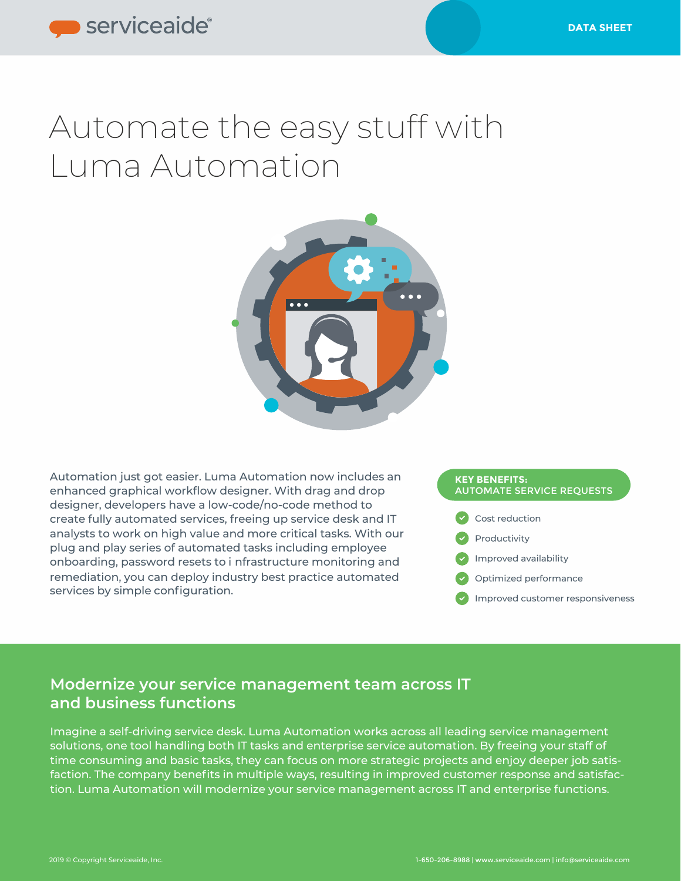DATA SHEET

# Automate the easy stuff with Luma Automation

Automation just got easier. Luma Automation now includes an enhanced graphical workflow designer. With drag and drop designer, developers have a low-code/no-code method to create fully automated services, freeing up service desk and IT analysts to work on high value and more critical tasks. With our plug and play series of automated tasks including employee onboarding, password resets to i nfrastructure monitoring and remediation, you can deploy industry best practice automated services by simple configuration.

**KEY BENEFITS: AUTOMATE SERVICE REQUESTS**

- Cost reduction
- Productivity
- Improved availability
- Optimized performance
- Improved customer responsiveness

## Modernize your service management team across IT and business functions

Imagine a self-driving service desk. Luma Automation works across all leading service management solutions, one tool handling both IT tasks and enterprise service automation. By freeing your staff of time consuming and basic tasks, they can focus on more strategic projects and enjoy deeper job satisfaction. The company benefits in multiple ways, resulting in improved customer response and satisfaction. Luma Automation will modernize your service management across IT and enterprise functions.

2019 © Copyright Serviceaide, Inc.

1-650-206-8988 | www.serviceaide.com | info@serviceaide.com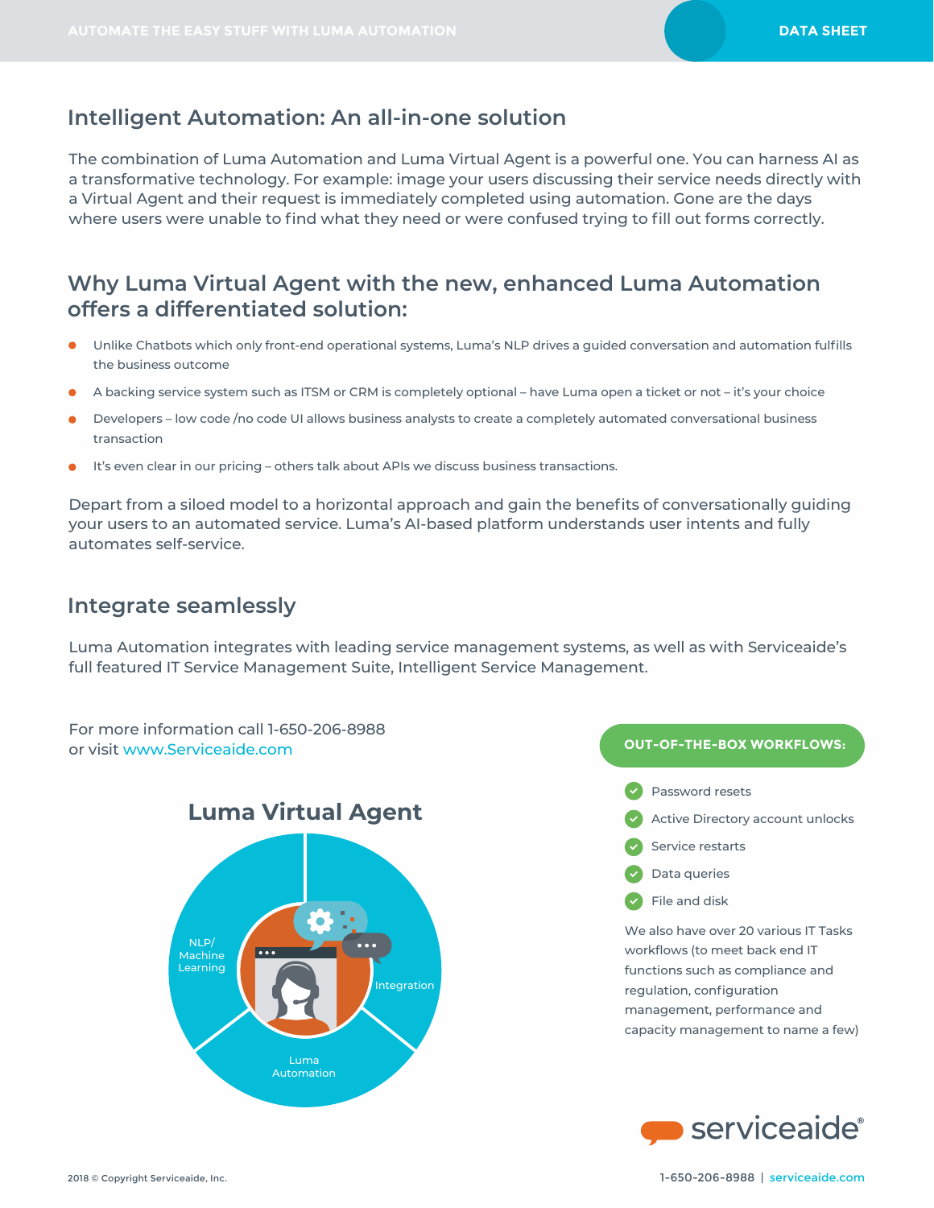## Intelligent Automation: An all-in-one solution

The combination of Luma Automation and Luma Virtual Agent is a powerful one. You can harness AI as a transformative technology. For example: image your users discussing their service needs directly with a Virtual Agent and their request is immediately completed using automation. Gone are the days where users were unable to find what they need or were confused trying to fill out forms correctly.

## Why Luma Virtual Agent with the new, enhanced Luma Automation offers a differentiated solution:

- Unlike Chatbots which only front-end operational systems, Luma's NLP drives a guided conversation and automation fulfills the business outcome
- A backing service system such as ITSM or CRM is completely optional – have Luma open a ticket or not – it's your choice
- Developers – low code /no code UI allows business analysts to create a completely automated conversational business transaction
- It's even clear in our pricing – others talk about APIs we discuss business transactions.

Depart from a siloed model to a horizontal approach and gain the benefits of conversationally guiding your users to an automated service. Luma's AI-based platform understands user intents and fully automates self-service.

## Integrate seamlessly

Luma Automation integrates with leading service management systems, as well as with Serviceaide's full featured IT Service Management Suite, Intelligent Service Management.

For more information call 1-650-206-8988
or visit www.Serviceaide.com

**Luma Virtual Agent**

NLP/ Machine Learning

Integration

Luma Automation

**OUT-OF-THE-BOX WORKFLOWS:**

- Password resets
- Active Directory account unlocks
- Service restarts
- Data queries
- File and disk

We also have over 20 various IT Tasks workflows (to meet back end IT functions such as compliance and regulation, configuration management, performance and capacity management to name a few)

serviceaide®

2018 © Copyright Serviceaide, Inc.

1-650-206-8988 | serviceaide.com